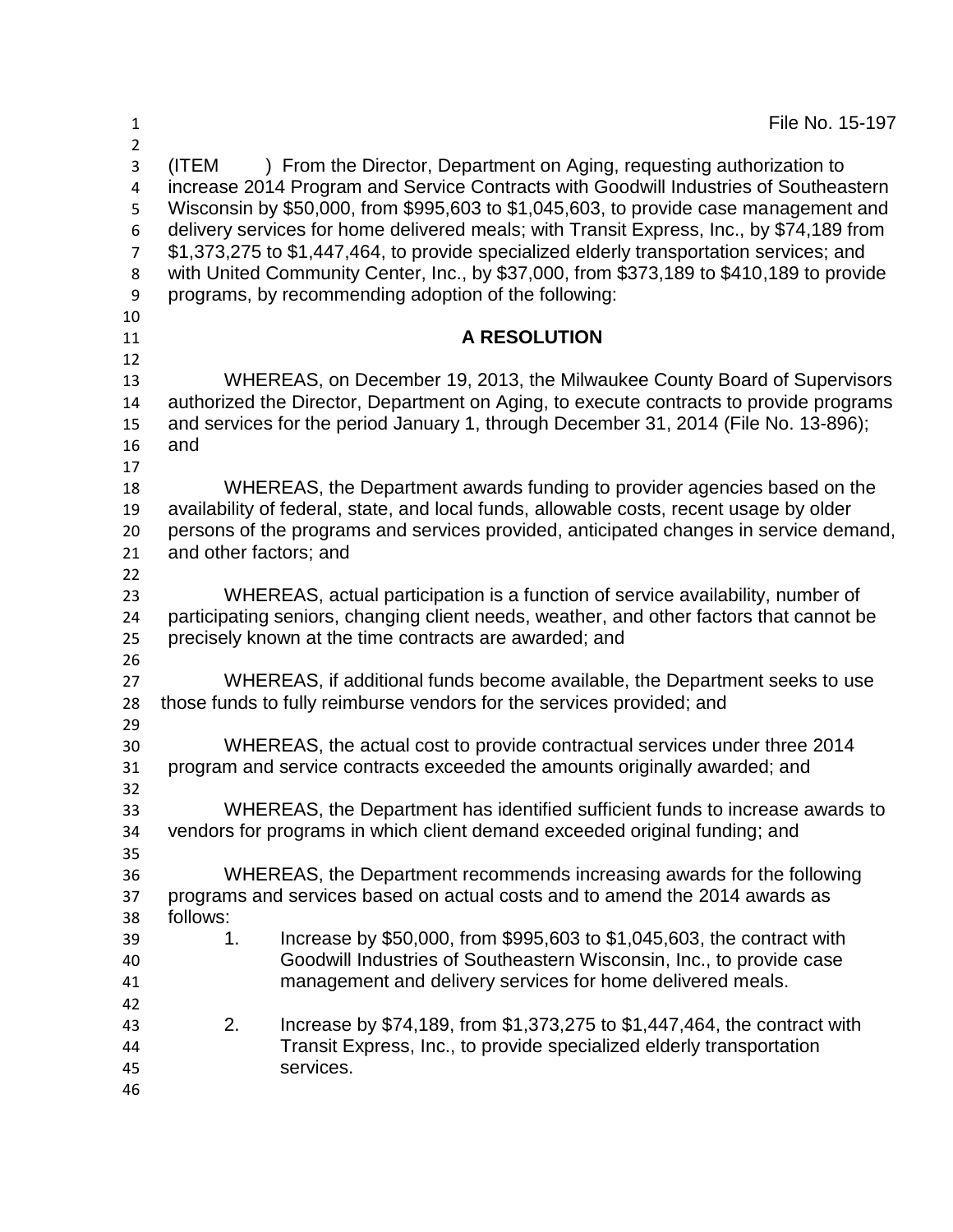File No. 15-197

(ITEM ) From the Director, Department on Aging, requesting authorization to increase 2014 Program and Service Contracts with Goodwill Industries of Southeastern Wisconsin by $50,000, from $995,603 to $1,045,603, to provide case management and delivery services for home delivered meals; with Transit Express, Inc., by $74,189 from $1,373,275 to $1,447,464, to provide specialized elderly transportation services; and with United Community Center, Inc., by $37,000, from $373,189 to $410,189 to provide programs, by recommending adoption of the following:

**A RESOLUTION**

WHEREAS, on December 19, 2013, the Milwaukee County Board of Supervisors authorized the Director, Department on Aging, to execute contracts to provide programs and services for the period January 1, through December 31, 2014 (File No. 13-896); and

WHEREAS, the Department awards funding to provider agencies based on the availability of federal, state, and local funds, allowable costs, recent usage by older persons of the programs and services provided, anticipated changes in service demand, and other factors; and

WHEREAS, actual participation is a function of service availability, number of participating seniors, changing client needs, weather, and other factors that cannot be precisely known at the time contracts are awarded; and

WHEREAS, if additional funds become available, the Department seeks to use those funds to fully reimburse vendors for the services provided; and

WHEREAS, the actual cost to provide contractual services under three 2014 program and service contracts exceeded the amounts originally awarded; and

WHEREAS, the Department has identified sufficient funds to increase awards to vendors for programs in which client demand exceeded original funding; and

WHEREAS, the Department recommends increasing awards for the following programs and services based on actual costs and to amend the 2014 awards as follows:

1. Increase by $50,000, from $995,603 to $1,045,603, the contract with Goodwill Industries of Southeastern Wisconsin, Inc., to provide case management and delivery services for home delivered meals.

2. Increase by $74,189, from $1,373,275 to $1,447,464, the contract with Transit Express, Inc., to provide specialized elderly transportation services.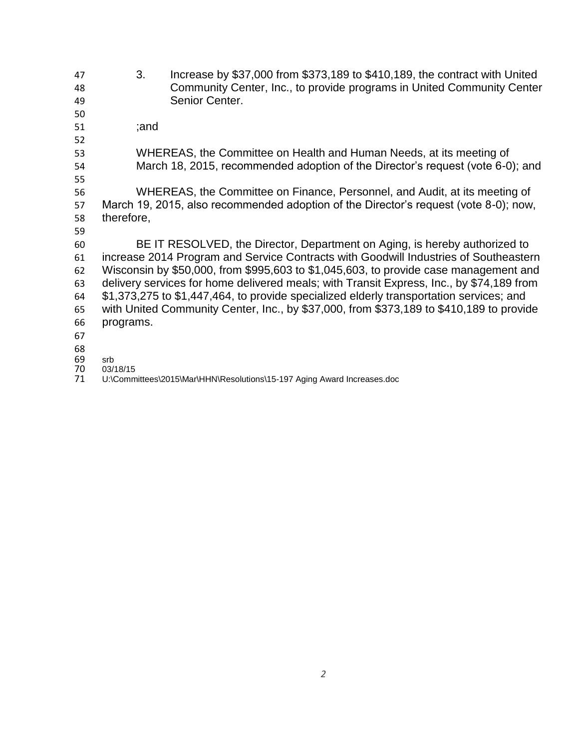3. Increase by $37,000 from $373,189 to $410,189, the contract with United Community Center, Inc., to provide programs in United Community Center Senior Center.

;and

WHEREAS, the Committee on Health and Human Needs, at its meeting of March 18, 2015, recommended adoption of the Director's request (vote 6-0); and

WHEREAS, the Committee on Finance, Personnel, and Audit, at its meeting of March 19, 2015, also recommended adoption of the Director's request (vote 8-0); now, therefore,

BE IT RESOLVED, the Director, Department on Aging, is hereby authorized to increase 2014 Program and Service Contracts with Goodwill Industries of Southeastern Wisconsin by $50,000, from $995,603 to $1,045,603, to provide case management and delivery services for home delivered meals; with Transit Express, Inc., by $74,189 from $1,373,275 to $1,447,464, to provide specialized elderly transportation services; and with United Community Center, Inc., by $37,000, from $373,189 to $410,189 to provide programs.

srb
03/18/15
U:\Committees\2015\Mar\HHN\Resolutions\15-197 Aging Award Increases.doc